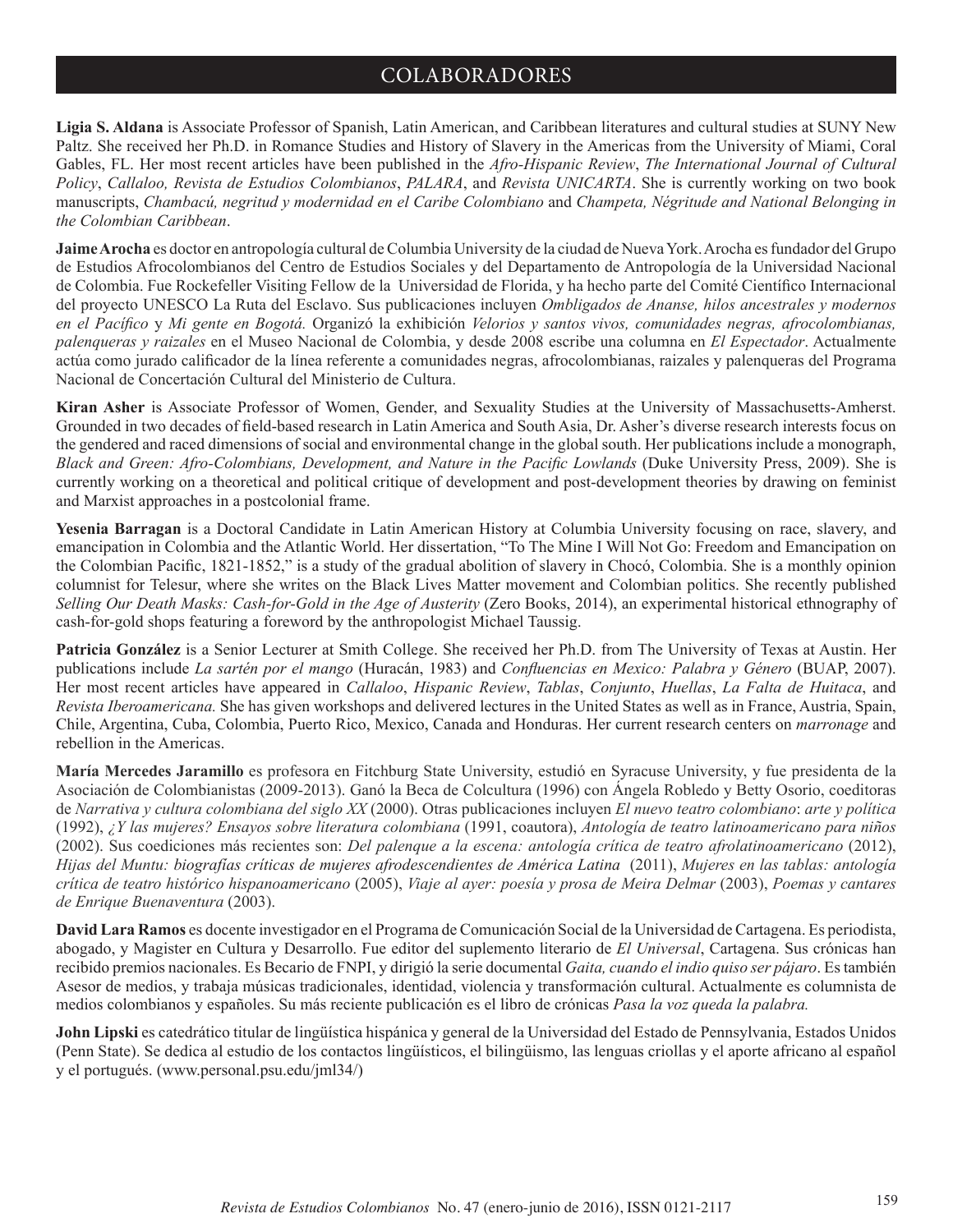# COLABORADORES

**Ligia S. Aldana** is Associate Professor of Spanish, Latin American, and Caribbean literatures and cultural studies at SUNY New Paltz. She received her Ph.D. in Romance Studies and History of Slavery in the Americas from the University of Miami, Coral Gables, FL. Her most recent articles have been published in the *Afro-Hispanic Review*, *The International Journal of Cultural Policy*, *Callaloo, Revista de Estudios Colombianos*, *PALARA*, and *Revista UNICARTA*. She is currently working on two book manuscripts, *Chambacú, negritud y modernidad en el Caribe Colombiano* and *Champeta, Négritude and National Belonging in the Colombian Caribbean*.

**Jaime Arocha** es doctor en antropología cultural de Columbia University de la ciudad de Nueva York. Arocha es fundador del Grupo de Estudios Afrocolombianos del Centro de Estudios Sociales y del Departamento de Antropología de la Universidad Nacional de Colombia. Fue Rockefeller Visiting Fellow de la Universidad de Florida, y ha hecho parte del Comité Científico Internacional del proyecto UNESCO La Ruta del Esclavo. Sus publicaciones incluyen *Ombligados de Ananse, hilos ancestrales y modernos en el Pacífico* y *Mi gente en Bogotá.* Organizó la exhibición *Velorios y santos vivos, comunidades negras, afrocolombianas, palenqueras y raizales* en el Museo Nacional de Colombia, y desde 2008 escribe una columna en *El Espectador*. Actualmente actúa como jurado calificador de la línea referente a comunidades negras, afrocolombianas, raizales y palenqueras del Programa Nacional de Concertación Cultural del Ministerio de Cultura.

**Kiran Asher** is Associate Professor of Women, Gender, and Sexuality Studies at the University of Massachusetts-Amherst. Grounded in two decades of field-based research in Latin America and South Asia, Dr. Asher's diverse research interests focus on the gendered and raced dimensions of social and environmental change in the global south. Her publications include a monograph, *Black and Green: Afro-Colombians, Development, and Nature in the Pacific Lowlands* (Duke University Press, 2009). She is currently working on a theoretical and political critique of development and post-development theories by drawing on feminist and Marxist approaches in a postcolonial frame.

**Yesenia Barragan** is a Doctoral Candidate in Latin American History at Columbia University focusing on race, slavery, and emancipation in Colombia and the Atlantic World. Her dissertation, "To The Mine I Will Not Go: Freedom and Emancipation on the Colombian Pacific, 1821-1852," is a study of the gradual abolition of slavery in Chocó, Colombia. She is a monthly opinion columnist for Telesur, where she writes on the Black Lives Matter movement and Colombian politics. She recently published *Selling Our Death Masks: Cash-for-Gold in the Age of Austerity* (Zero Books, 2014), an experimental historical ethnography of cash-for-gold shops featuring a foreword by the anthropologist Michael Taussig.

**Patricia González** is a Senior Lecturer at Smith College. She received her Ph.D. from The University of Texas at Austin. Her publications include *La sartén por el mango* (Huracán, 1983) and *Confluencias en Mexico: Palabra y Género* (BUAP, 2007). Her most recent articles have appeared in *Callaloo*, *Hispanic Review*, *Tablas*, *Conjunto*, *Huellas*, *La Falta de Huitaca*, and *Revista Iberoamericana.* She has given workshops and delivered lectures in the United States as well as in France, Austria, Spain, Chile, Argentina, Cuba, Colombia, Puerto Rico, Mexico, Canada and Honduras. Her current research centers on *marronage* and rebellion in the Americas.

**María Mercedes Jaramillo** es profesora en Fitchburg State University, estudió en Syracuse University, y fue presidenta de la Asociación de Colombianistas (2009-2013). Ganó la Beca de Colcultura (1996) con Ángela Robledo y Betty Osorio, coeditoras de *Narrativa y cultura colombiana del siglo XX* (2000). Otras publicaciones incluyen *El nuevo teatro colombiano*: *arte y política* (1992), *¿Y las mujeres? Ensayos sobre literatura colombiana* (1991, coautora), *Antología de teatro latinoamericano para niños* (2002). Sus coediciones más recientes son: *Del palenque a la escena: antología crítica de teatro afrolatinoamericano* (2012), *Hijas del Muntu: biografías críticas de mujeres afrodescendientes de América Latina* (2011), *Mujeres en las tablas: antología crítica de teatro histórico hispanoamericano* (2005), *Viaje al ayer: poesía y prosa de Meira Delmar* (2003), *Poemas y cantares de Enrique Buenaventura* (2003).

**David Lara Ramos** es docente investigador en el Programa de Comunicación Social de la Universidad de Cartagena. Es periodista, abogado, y Magister en Cultura y Desarrollo. Fue editor del suplemento literario de *El Universal*, Cartagena. Sus crónicas han recibido premios nacionales. Es Becario de FNPI, y dirigió la serie documental *Gaita, cuando el indio quiso ser pájaro*. Es también Asesor de medios, y trabaja músicas tradicionales, identidad, violencia y transformación cultural. Actualmente es columnista de medios colombianos y españoles. Su más reciente publicación es el libro de crónicas *Pasa la voz queda la palabra.*

**John Lipski** es catedrático titular de lingüística hispánica y general de la Universidad del Estado de Pennsylvania, Estados Unidos (Penn State). Se dedica al estudio de los contactos lingüísticos, el bilingüismo, las lenguas criollas y el aporte africano al español y el portugués. (www.personal.psu.edu/jml34/)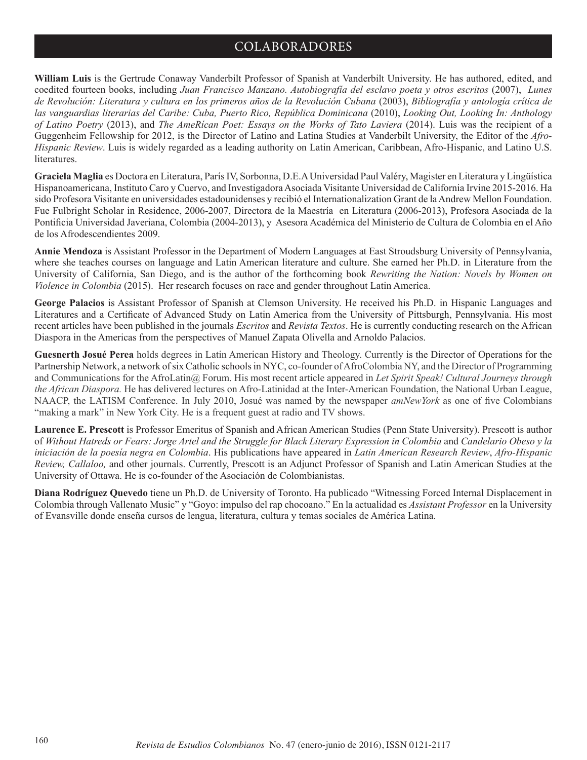# COLABORADORES

**William Luis** is the Gertrude Conaway Vanderbilt Professor of Spanish at Vanderbilt University. He has authored, edited, and coedited fourteen books, including *Juan Francisco Manzano. Autobiografía del esclavo poeta y otros escritos* (2007), *Lunes de Revolución: Literatura y cultura en los primeros años de la Revolución Cubana* (2003), *Bibliografía y antología crítica de las vanguardias literarias del Caribe: Cuba, Puerto Rico, República Dominicana* (2010), *Looking Out, Looking In: Anthology of Latino Poetry* (2013), and *The AmeRícan Poet: Essays on the Works of Tato Laviera* (2014). Luis was the recipient of a Guggenheim Fellowship for 2012, is the Director of Latino and Latina Studies at Vanderbilt University, the Editor of the *Afro-Hispanic Review*. Luis is widely regarded as a leading authority on Latin American, Caribbean, Afro-Hispanic, and Latino U.S. literatures.

**Graciela Maglia** es Doctora en Literatura, París IV, Sorbonna, D.E.A Universidad Paul Valéry, Magister en Literatura y Lingüística Hispanoamericana, Instituto Caro y Cuervo, and Investigadora Asociada Visitante Universidad de California Irvine 2015-2016. Ha sido Profesora Visitante en universidades estadounidenses y recibió el Internationalization Grant de la Andrew Mellon Foundation. Fue Fulbright Scholar in Residence, 2006-2007, Directora de la Maestría en Literatura (2006-2013), Profesora Asociada de la Pontificia Universidad Javeriana, Colombia (2004-2013), y Asesora Académica del Ministerio de Cultura de Colombia en el Año de los Afrodescendientes 2009.

**Annie Mendoza** is Assistant Professor in the Department of Modern Languages at East Stroudsburg University of Pennsylvania, where she teaches courses on language and Latin American literature and culture. She earned her Ph.D. in Literature from the University of California, San Diego, and is the author of the forthcoming book *Rewriting the Nation: Novels by Women on Violence in Colombia* (2015). Her research focuses on race and gender throughout Latin America.

**George Palacios** is Assistant Professor of Spanish at Clemson University. He received his Ph.D. in Hispanic Languages and Literatures and a Certificate of Advanced Study on Latin America from the University of Pittsburgh, Pennsylvania. His most recent articles have been published in the journals *Escritos* and *Revista Textos*. He is currently conducting research on the African Diaspora in the Americas from the perspectives of Manuel Zapata Olivella and Arnoldo Palacios.

**Guesnerth Josué Perea** holds degrees in Latin American History and Theology. Currently is the Director of Operations for the Partnership Network, a network of six Catholic schools in NYC, co-founder of AfroColombia NY, and the Director of Programming and Communications for the AfroLatin@ Forum. His most recent article appeared in *Let Spirit Speak! Cultural Journeys through the African Diaspora.* He has delivered lectures on Afro-Latinidad at the Inter-American Foundation, the National Urban League, NAACP, the LATISM Conference. In July 2010, Josué was named by the newspaper *amNewYork* as one of five Colombians "making a mark" in New York City. He is a frequent guest at radio and TV shows.

**Laurence E. Prescott** is Professor Emeritus of Spanish and African American Studies (Penn State University). Prescott is author of *Without Hatreds or Fears: Jorge Artel and the Struggle for Black Literary Expression in Colombia* and *Candelario Obeso y la iniciación de la poesía negra en Colombia*. His publications have appeared in *Latin American Research Review*, *Afro-Hispanic Review, Callaloo,* and other journals. Currently, Prescott is an Adjunct Professor of Spanish and Latin American Studies at the University of Ottawa. He is co-founder of the Asociación de Colombianistas.

**Diana Rodríguez Quevedo** tiene un Ph.D. de University of Toronto. Ha publicado "Witnessing Forced Internal Displacement in Colombia through Vallenato Music" y "Goyo: impulso del rap chocoano." En la actualidad es *Assistant Professor* en la University of Evansville donde enseña cursos de lengua, literatura, cultura y temas sociales de América Latina.